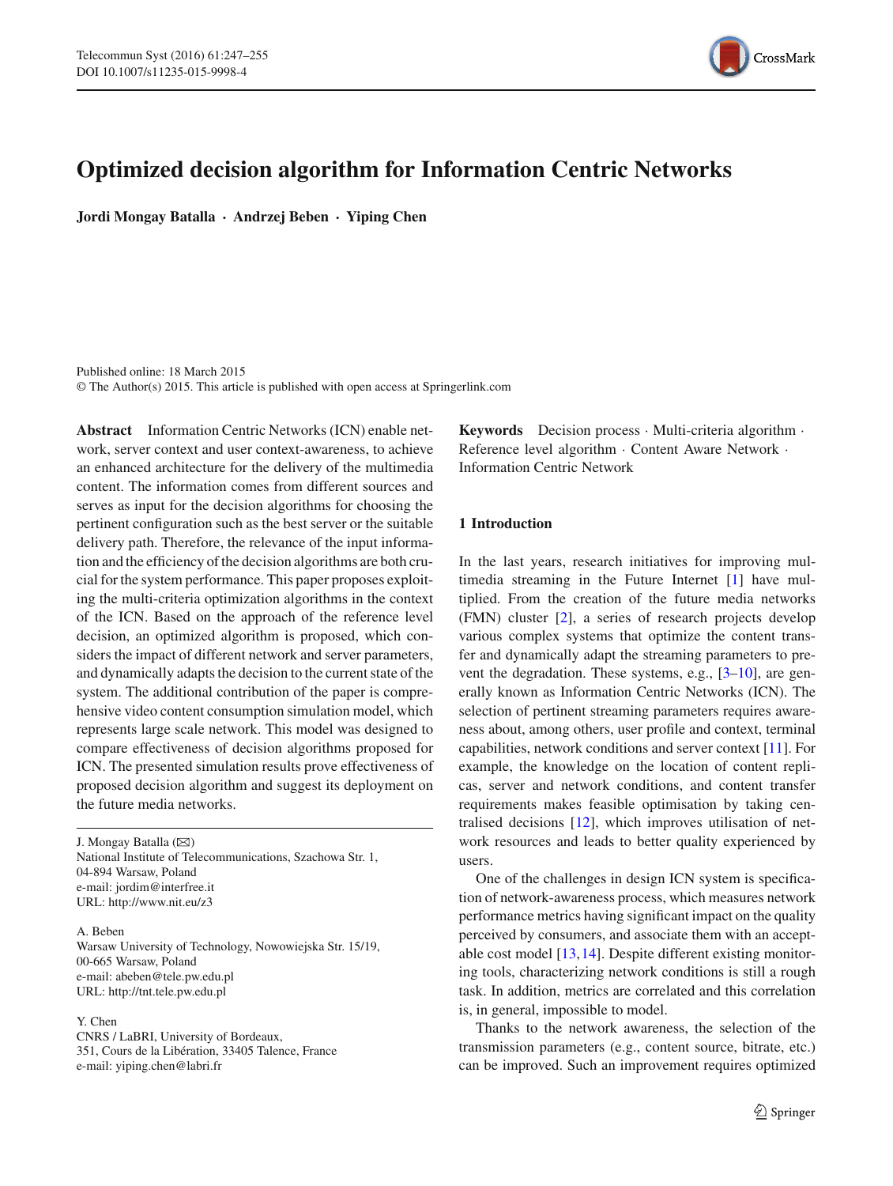# Optimized decision algorithm for Information Centric Networks

**Jordi Mongay Batalla · Andrzej Beben · Yiping Chen**

Published online: 18 March 2015
© The Author(s) 2015. This article is published with open access at Springerlink.com

**Abstract** Information Centric Networks (ICN) enable network, server context and user context-awareness, to achieve an enhanced architecture for the delivery of the multimedia content. The information comes from different sources and serves as input for the decision algorithms for choosing the pertinent configuration such as the best server or the suitable delivery path. Therefore, the relevance of the input information and the efficiency of the decision algorithms are both crucial for the system performance. This paper proposes exploiting the multi-criteria optimization algorithms in the context of the ICN. Based on the approach of the reference level decision, an optimized algorithm is proposed, which considers the impact of different network and server parameters, and dynamically adapts the decision to the current state of the system. The additional contribution of the paper is comprehensive video content consumption simulation model, which represents large scale network. This model was designed to compare effectiveness of decision algorithms proposed for ICN. The presented simulation results prove effectiveness of proposed decision algorithm and suggest its deployment on the future media networks.

**Keywords** Decision process · Multi-criteria algorithm · Reference level algorithm · Content Aware Network · Information Centric Network

J. Mongay Batalla (✉)
National Institute of Telecommunications, Szachowa Str. 1, 04-894 Warsaw, Poland
e-mail: jordim@interfree.it
URL: http://www.nit.eu/z3

A. Beben
Warsaw University of Technology, Nowowiejska Str. 15/19, 00-665 Warsaw, Poland
e-mail: abeben@tele.pw.edu.pl
URL: http://tnt.tele.pw.edu.pl

Y. Chen
CNRS / LaBRI, University of Bordeaux, 351, Cours de la Libération, 33405 Talence, France
e-mail: yiping.chen@labri.fr

## 1 Introduction

In the last years, research initiatives for improving multimedia streaming in the Future Internet [1] have multiplied. From the creation of the future media networks (FMN) cluster [2], a series of research projects develop various complex systems that optimize the content transfer and dynamically adapt the streaming parameters to prevent the degradation. These systems, e.g., [3–10], are generally known as Information Centric Networks (ICN). The selection of pertinent streaming parameters requires awareness about, among others, user profile and context, terminal capabilities, network conditions and server context [11]. For example, the knowledge on the location of content replicas, server and network conditions, and content transfer requirements makes feasible optimisation by taking centralised decisions [12], which improves utilisation of network resources and leads to better quality experienced by users.

One of the challenges in design ICN system is specification of network-awareness process, which measures network performance metrics having significant impact on the quality perceived by consumers, and associate them with an acceptable cost model [13,14]. Despite different existing monitoring tools, characterizing network conditions is still a rough task. In addition, metrics are correlated and this correlation is, in general, impossible to model.

Thanks to the network awareness, the selection of the transmission parameters (e.g., content source, bitrate, etc.) can be improved. Such an improvement requires optimized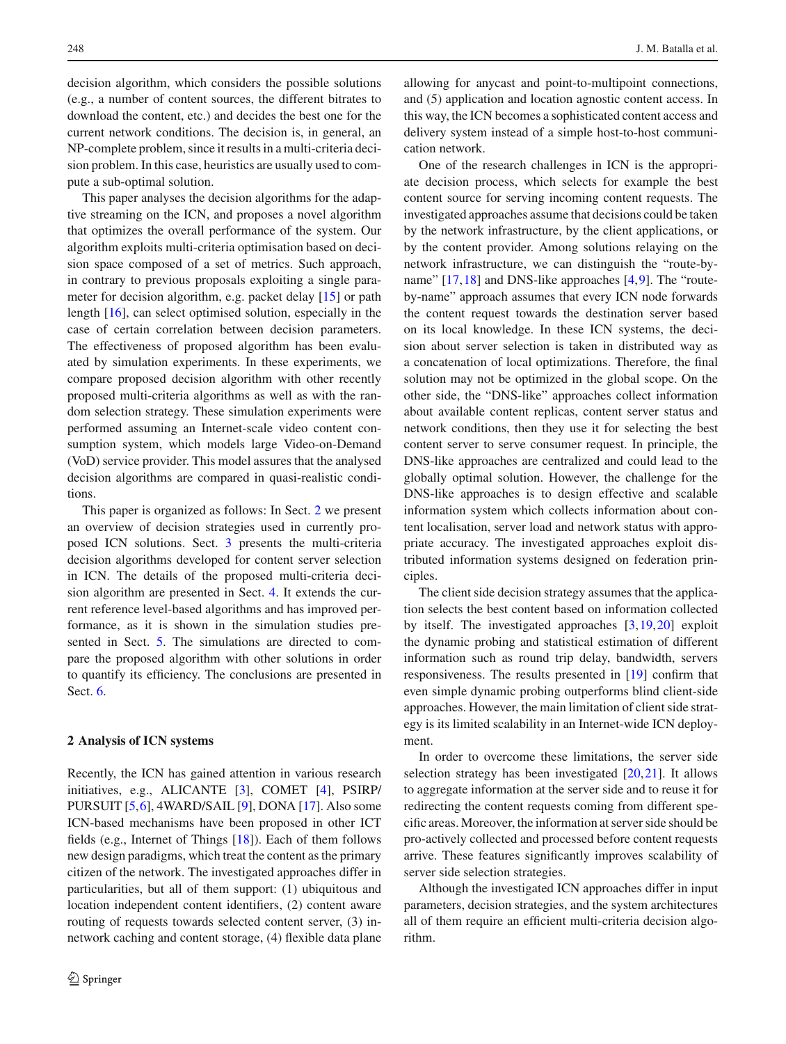decision algorithm, which considers the possible solutions (e.g., a number of content sources, the different bitrates to download the content, etc.) and decides the best one for the current network conditions. The decision is, in general, an NP-complete problem, since it results in a multi-criteria decision problem. In this case, heuristics are usually used to compute a sub-optimal solution.

This paper analyses the decision algorithms for the adaptive streaming on the ICN, and proposes a novel algorithm that optimizes the overall performance of the system. Our algorithm exploits multi-criteria optimisation based on decision space composed of a set of metrics. Such approach, in contrary to previous proposals exploiting a single parameter for decision algorithm, e.g. packet delay [15] or path length [16], can select optimised solution, especially in the case of certain correlation between decision parameters. The effectiveness of proposed algorithm has been evaluated by simulation experiments. In these experiments, we compare proposed decision algorithm with other recently proposed multi-criteria algorithms as well as with the random selection strategy. These simulation experiments were performed assuming an Internet-scale video content consumption system, which models large Video-on-Demand (VoD) service provider. This model assures that the analysed decision algorithms are compared in quasi-realistic conditions.

This paper is organized as follows: In Sect. 2 we present an overview of decision strategies used in currently proposed ICN solutions. Sect. 3 presents the multi-criteria decision algorithms developed for content server selection in ICN. The details of the proposed multi-criteria decision algorithm are presented in Sect. 4. It extends the current reference level-based algorithms and has improved performance, as it is shown in the simulation studies presented in Sect. 5. The simulations are directed to compare the proposed algorithm with other solutions in order to quantify its efficiency. The conclusions are presented in Sect. 6.

## 2 Analysis of ICN systems

Recently, the ICN has gained attention in various research initiatives, e.g., ALICANTE [3], COMET [4], PSIRP/PURSUIT [5,6], 4WARD/SAIL [9], DONA [17]. Also some ICN-based mechanisms have been proposed in other ICT fields (e.g., Internet of Things [18]). Each of them follows new design paradigms, which treat the content as the primary citizen of the network. The investigated approaches differ in particularities, but all of them support: (1) ubiquitous and location independent content identifiers, (2) content aware routing of requests towards selected content server, (3) in-network caching and content storage, (4) flexible data plane allowing for anycast and point-to-multipoint connections, and (5) application and location agnostic content access. In this way, the ICN becomes a sophisticated content access and delivery system instead of a simple host-to-host communication network.

One of the research challenges in ICN is the appropriate decision process, which selects for example the best content source for serving incoming content requests. The investigated approaches assume that decisions could be taken by the network infrastructure, by the client applications, or by the content provider. Among solutions relaying on the network infrastructure, we can distinguish the "route-by-name" [17,18] and DNS-like approaches [4,9]. The "route-by-name" approach assumes that every ICN node forwards the content request towards the destination server based on its local knowledge. In these ICN systems, the decision about server selection is taken in distributed way as a concatenation of local optimizations. Therefore, the final solution may not be optimized in the global scope. On the other side, the "DNS-like" approaches collect information about available content replicas, content server status and network conditions, then they use it for selecting the best content server to serve consumer request. In principle, the DNS-like approaches are centralized and could lead to the globally optimal solution. However, the challenge for the DNS-like approaches is to design effective and scalable information system which collects information about content localisation, server load and network status with appropriate accuracy. The investigated approaches exploit distributed information systems designed on federation principles.

The client side decision strategy assumes that the application selects the best content based on information collected by itself. The investigated approaches [3,19,20] exploit the dynamic probing and statistical estimation of different information such as round trip delay, bandwidth, servers responsiveness. The results presented in [19] confirm that even simple dynamic probing outperforms blind client-side approaches. However, the main limitation of client side strategy is its limited scalability in an Internet-wide ICN deployment.

In order to overcome these limitations, the server side selection strategy has been investigated [20,21]. It allows to aggregate information at the server side and to reuse it for redirecting the content requests coming from different specific areas. Moreover, the information at server side should be pro-actively collected and processed before content requests arrive. These features significantly improves scalability of server side selection strategies.

Although the investigated ICN approaches differ in input parameters, decision strategies, and the system architectures all of them require an efficient multi-criteria decision algorithm.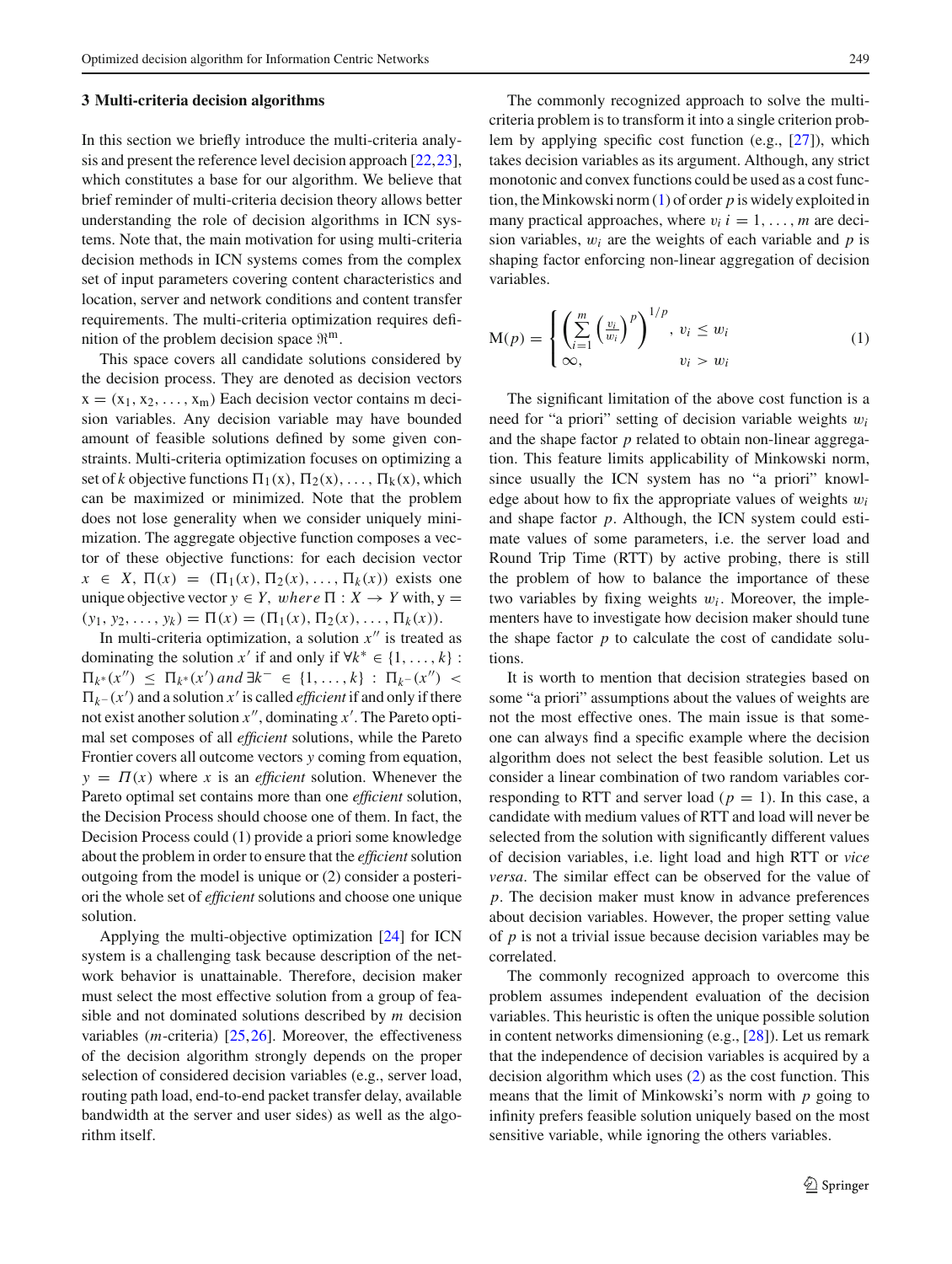### 3 Multi-criteria decision algorithms

In this section we briefly introduce the multi-criteria analysis and present the reference level decision approach [22,23], which constitutes a base for our algorithm. We believe that brief reminder of multi-criteria decision theory allows better understanding the role of decision algorithms in ICN systems. Note that, the main motivation for using multi-criteria decision methods in ICN systems comes from the complex set of input parameters covering content characteristics and location, server and network conditions and content transfer requirements. The multi-criteria optimization requires definition of the problem decision space $\Re^m$.

This space covers all candidate solutions considered by the decision process. They are denoted as decision vectors $x = (x_1, x_2, \ldots, x_m)$ Each decision vector contains m decision variables. Any decision variable may have bounded amount of feasible solutions defined by some given constraints. Multi-criteria optimization focuses on optimizing a set of $k$ objective functions $\Pi_1(x), \Pi_2(x), \ldots, \Pi_k(x)$, which can be maximized or minimized. Note that the problem does not lose generality when we consider uniquely minimization. The aggregate objective function composes a vector of these objective functions: for each decision vector $x \in X$, $\Pi(x) = (\Pi_1(x), \Pi_2(x), \ldots, \Pi_k(x))$ exists one unique objective vector $y \in Y$, *where* $\Pi : X \rightarrow Y$ with, $y = (y_1, y_2, \ldots, y_k) = \Pi(x) = (\Pi_1(x), \Pi_2(x), \ldots, \Pi_k(x))$.

In multi-criteria optimization, a solution $x''$ is treated as dominating the solution $x'$ if and only if $\forall k^* \in \{1, \ldots, k\} : \Pi_{k^*}(x'') \leq \Pi_{k^*}(x')$ *and* $\exists k^- \in \{1, \ldots, k\} : \Pi_{k^-}(x'') < \Pi_{k^-}(x')$ and a solution $x'$ is called *efficient* if and only if there not exist another solution $x''$, dominating $x'$. The Pareto optimal set composes of all *efficient* solutions, while the Pareto Frontier covers all outcome vectors $y$ coming from equation, $y = \Pi(x)$ where $x$ is an *efficient* solution. Whenever the Pareto optimal set contains more than one *efficient* solution, the Decision Process should choose one of them. In fact, the Decision Process could (1) provide a priori some knowledge about the problem in order to ensure that the *efficient* solution outgoing from the model is unique or (2) consider a posteriori the whole set of *efficient* solutions and choose one unique solution.

Applying the multi-objective optimization [24] for ICN system is a challenging task because description of the network behavior is unattainable. Therefore, decision maker must select the most effective solution from a group of feasible and not dominated solutions described by $m$ decision variables ($m$-criteria) [25,26]. Moreover, the effectiveness of the decision algorithm strongly depends on the proper selection of considered decision variables (e.g., server load, routing path load, end-to-end packet transfer delay, available bandwidth at the server and user sides) as well as the algorithm itself.

The commonly recognized approach to solve the multi-criteria problem is to transform it into a single criterion problem by applying specific cost function (e.g., [27]), which takes decision variables as its argument. Although, any strict monotonic and convex functions could be used as a cost function, the Minkowski norm (1) of order $p$ is widely exploited in many practical approaches, where $v_i$ $i = 1, \ldots, m$ are decision variables, $w_i$ are the weights of each variable and $p$ is shaping factor enforcing non-linear aggregation of decision variables.

$$
\mathrm{M}(p) = \begin{cases} \left( \sum_{i=1}^{m} \left( \frac{v_i}{w_i} \right)^p \right)^{1/p}, & v_i \leq w_i \\ \infty, & v_i > w_i \end{cases} \tag{1}
$$

The significant limitation of the above cost function is a need for "a priori" setting of decision variable weights $w_i$ and the shape factor $p$ related to obtain non-linear aggregation. This feature limits applicability of Minkowski norm, since usually the ICN system has no "a priori" knowledge about how to fix the appropriate values of weights $w_i$ and shape factor $p$. Although, the ICN system could estimate values of some parameters, i.e. the server load and Round Trip Time (RTT) by active probing, there is still the problem of how to balance the importance of these two variables by fixing weights $w_i$. Moreover, the implementers have to investigate how decision maker should tune the shape factor $p$ to calculate the cost of candidate solutions.

It is worth to mention that decision strategies based on some "a priori" assumptions about the values of weights are not the most effective ones. The main issue is that someone can always find a specific example where the decision algorithm does not select the best feasible solution. Let us consider a linear combination of two random variables corresponding to RTT and server load ($p = 1$). In this case, a candidate with medium values of RTT and load will never be selected from the solution with significantly different values of decision variables, i.e. light load and high RTT or *vice versa*. The similar effect can be observed for the value of $p$. The decision maker must know in advance preferences about decision variables. However, the proper setting value of $p$ is not a trivial issue because decision variables may be correlated.

The commonly recognized approach to overcome this problem assumes independent evaluation of the decision variables. This heuristic is often the unique possible solution in content networks dimensioning (e.g., [28]). Let us remark that the independence of decision variables is acquired by a decision algorithm which uses (2) as the cost function. This means that the limit of Minkowski's norm with $p$ going to infinity prefers feasible solution uniquely based on the most sensitive variable, while ignoring the others variables.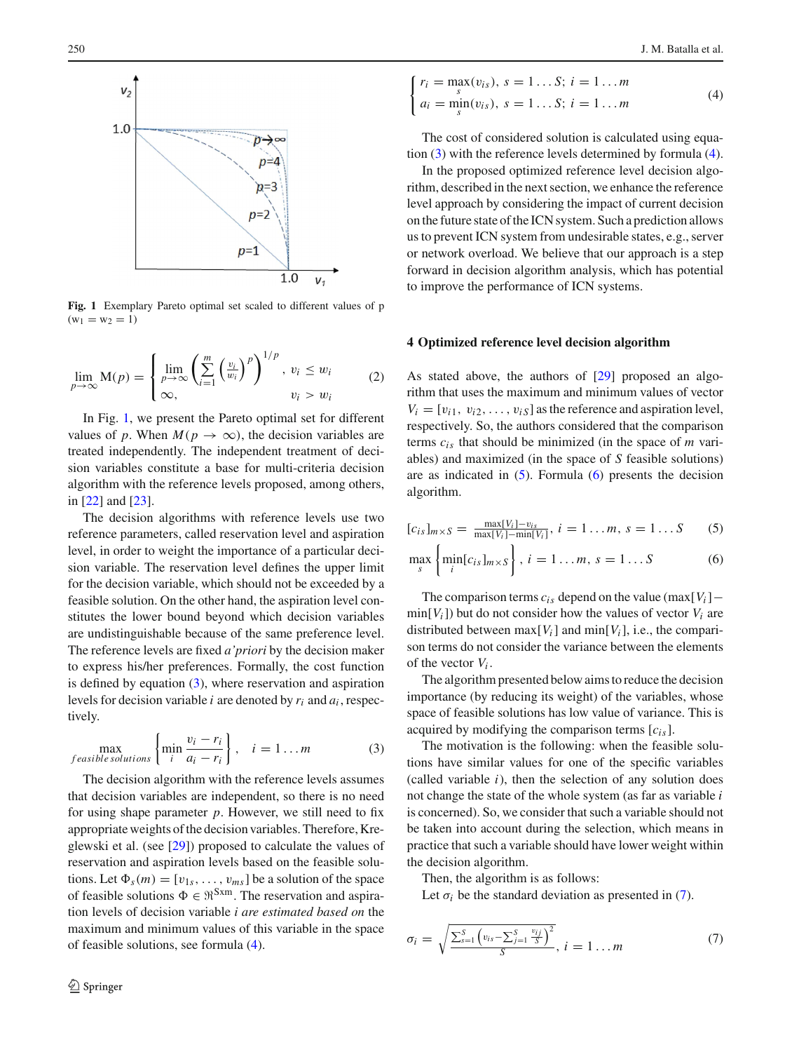**Fig. 1** Exemplary Pareto optimal set scaled to different values of p ($w_1 = w_2 = 1$)

$$\lim_{p\to\infty} M(p) = \begin{cases} \lim_{p\to\infty}\left(\sum_{i=1}^{m}\left(\frac{v_i}{w_i}\right)^p\right)^{1/p}, & v_i \le w_i \\ \infty, & v_i > w_i \end{cases} \tag{2}$$

In Fig. 1, we present the Pareto optimal set for different values of $p$. When $M(p \to \infty)$, the decision variables are treated independently. The independent treatment of decision variables constitute a base for multi-criteria decision algorithm with the reference levels proposed, among others, in [22] and [23].

The decision algorithms with reference levels use two reference parameters, called reservation level and aspiration level, in order to weight the importance of a particular decision variable. The reservation level defines the upper limit for the decision variable, which should not be exceeded by a feasible solution. On the other hand, the aspiration level constitutes the lower bound beyond which decision variables are undistinguishable because of the same preference level. The reference levels are fixed *a'priori* by the decision maker to express his/her preferences. Formally, the cost function is defined by equation (3), where reservation and aspiration levels for decision variable $i$ are denoted by $r_i$ and $a_i$, respectively.

$$\max_{feasible\ solutions}\left\{\min_i \frac{v_i - r_i}{a_i - r_i}\right\}, \quad i = 1 \ldots m \tag{3}$$

The decision algorithm with the reference levels assumes that decision variables are independent, so there is no need for using shape parameter $p$. However, we still need to fix appropriate weights of the decision variables. Therefore, Kreglewski et al. (see [29]) proposed to calculate the values of reservation and aspiration levels based on the feasible solutions. Let $\Phi_s(m) = [v_{1s}, \ldots, v_{ms}]$ be a solution of the space of feasible solutions $\Phi \in \Re^{\mathrm{Sxm}}$. The reservation and aspiration levels of decision variable *i are estimated based on* the maximum and minimum values of this variable in the space of feasible solutions, see formula (4).

$$\begin{cases} r_i = \max_s(v_{is}), \ s = 1 \ldots S;\ i = 1 \ldots m \\ a_i = \min_s(v_{is}), \ s = 1 \ldots S;\ i = 1 \ldots m \end{cases} \tag{4}$$

The cost of considered solution is calculated using equation (3) with the reference levels determined by formula (4).

In the proposed optimized reference level decision algorithm, described in the next section, we enhance the reference level approach by considering the impact of current decision on the future state of the ICN system. Such a prediction allows us to prevent ICN system from undesirable states, e.g., server or network overload. We believe that our approach is a step forward in decision algorithm analysis, which has potential to improve the performance of ICN systems.

## 4 Optimized reference level decision algorithm

As stated above, the authors of [29] proposed an algorithm that uses the maximum and minimum values of vector $V_i = [v_{i1}, v_{i2}, \ldots, v_{iS}]$ as the reference and aspiration level, respectively. So, the authors considered that the comparison terms $c_{is}$ that should be minimized (in the space of $m$ variables) and maximized (in the space of $S$ feasible solutions) are as indicated in (5). Formula (6) presents the decision algorithm.

$$[c_{is}]_{m\times S} = \frac{\max[V_i] - v_{is}}{\max[V_i] - \min[V_i]}, \ i = 1 \ldots m, \ s = 1 \ldots S \tag{5}$$

$$\max_s\left\{\min_i [c_{is}]_{m\times S}\right\}, \ i = 1 \ldots m, \ s = 1 \ldots S \tag{6}$$

The comparison terms $c_{is}$ depend on the value $(\max[V_i] - \min[V_i])$ but do not consider how the values of vector $V_i$ are distributed between $\max[V_i]$ and $\min[V_i]$, i.e., the comparison terms do not consider the variance between the elements of the vector $V_i$.

The algorithm presented below aims to reduce the decision importance (by reducing its weight) of the variables, whose space of feasible solutions has low value of variance. This is acquired by modifying the comparison terms $[c_{is}]$.

The motivation is the following: when the feasible solutions have similar values for one of the specific variables (called variable $i$), then the selection of any solution does not change the state of the whole system (as far as variable $i$ is concerned). So, we consider that such a variable should not be taken into account during the selection, which means in practice that such a variable should have lower weight within the decision algorithm.

Then, the algorithm is as follows:

Let $\sigma_i$ be the standard deviation as presented in (7).

$$\sigma_i = \sqrt{\frac{\sum_{s=1}^{S}\left(v_{is} - \sum_{j=1}^{S}\frac{v_{ij}}{S}\right)^2}{S}}, \ i = 1 \ldots m \tag{7}$$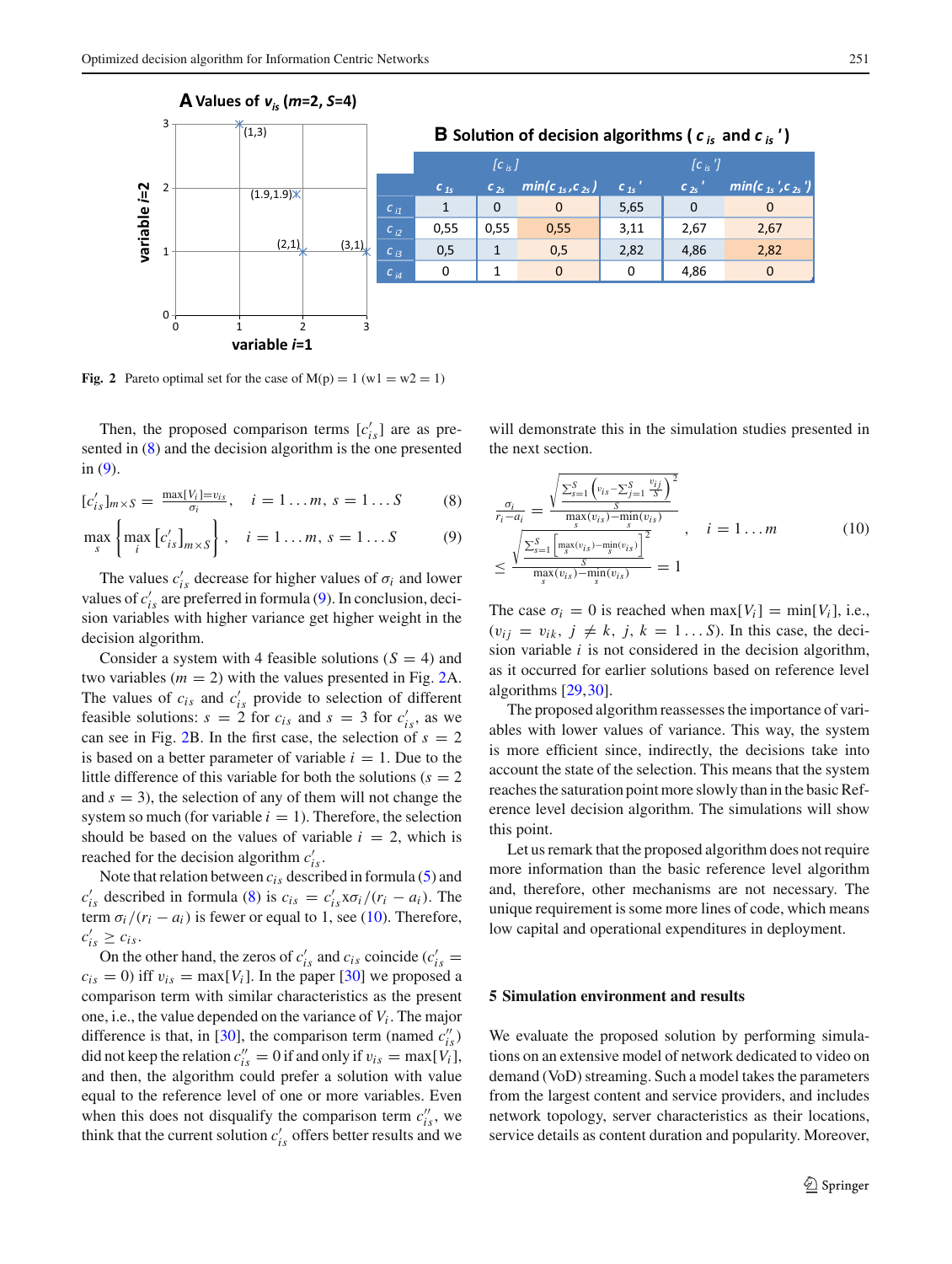**A Values of $v_{is}$ ($m$=2, $S$=4)**

**B Solution of decision algorithms ( $c_{is}$ and $c_{is}'$ )**

| | $[c_{is}]$ | | | $[c_{is}']$ | | |
|---|---|---|---|---|---|---|
| | $c_{1s}$ | $c_{2s}$ | $min(c_{1s}, c_{2s})$ | $c_{1s}'$ | $c_{2s}'$ | $min(c_{1s}', c_{2s}')$ |
| $c_{i1}$ | 1 | 0 | 0 | 5,65 | 0 | 0 |
| $c_{i2}$ | 0,55 | 0,55 | 0,55 | 3,11 | 2,67 | 2,67 |
| $c_{i3}$ | 0,5 | 1 | 0,5 | 2,82 | 4,86 | 2,82 |
| $c_{i4}$ | 0 | 1 | 0 | 0 | 4,86 | 0 |

**Fig. 2** Pareto optimal set for the case of M(p) = 1 (w1 = w2 = 1)

Then, the proposed comparison terms $[c_{is}']$ are as presented in (8) and the decision algorithm is the one presented in (9).

$$[c_{is}']_{m\times S} = \frac{\max[V_i] = v_{is}}{\sigma_i}, \quad i = 1\ldots m,\ s = 1\ldots S \tag{8}$$

$$\max_{s}\left\{\max_{i}\left[c_{is}'\right]_{m\times S}\right\}, \quad i = 1\ldots m,\ s = 1\ldots S \tag{9}$$

The values $c_{is}'$ decrease for higher values of $\sigma_i$ and lower values of $c_{is}'$ are preferred in formula (9). In conclusion, decision variables with higher variance get higher weight in the decision algorithm.

Consider a system with 4 feasible solutions ($S = 4$) and two variables ($m = 2$) with the values presented in Fig. 2A. The values of $c_{is}$ and $c_{is}'$ provide to selection of different feasible solutions: $s = 2$ for $c_{is}$ and $s = 3$ for $c_{is}'$, as we can see in Fig. 2B. In the first case, the selection of $s = 2$ is based on a better parameter of variable $i = 1$. Due to the little difference of this variable for both the solutions ($s = 2$ and $s = 3$), the selection of any of them will not change the system so much (for variable $i = 1$). Therefore, the selection should be based on the values of variable $i = 2$, which is reached for the decision algorithm $c_{is}'$.

Note that relation between $c_{is}$ described in formula (5) and $c_{is}'$ described in formula (8) is $c_{is} = c_{is}' \mathrm{x} \sigma_i/(r_i - a_i)$. The term $\sigma_i/(r_i - a_i)$ is fewer or equal to 1, see (10). Therefore, $c_{is}' \geq c_{is}$.

On the other hand, the zeros of $c_{is}'$ and $c_{is}$ coincide ($c_{is}' = c_{is} = 0$) iff $v_{is} = \max[V_i]$. In the paper [30] we proposed a comparison term with similar characteristics as the present one, i.e., the value depended on the variance of $V_i$. The major difference is that, in [30], the comparison term (named $c_{is}''$) did not keep the relation $c_{is}'' = 0$ if and only if $v_{is} = \max[V_i]$, and then, the algorithm could prefer a solution with value equal to the reference level of one or more variables. Even when this does not disqualify the comparison term $c_{is}''$, we think that the current solution $c_{is}'$ offers better results and we will demonstrate this in the simulation studies presented in the next section.

$$\frac{\sigma_i}{r_i - a_i} = \frac{\sqrt{\frac{\sum_{s=1}^{S}\left(v_{is} - \sum_{j=1}^{S}\frac{v_{ij}}{S}\right)^2}{S}}}{\max\limits_{s}(v_{is}) - \min\limits_{s}(v_{is})} \leq \frac{\sqrt{\frac{\sum_{s=1}^{S}\left[\max\limits_{s}(v_{is}) - \min\limits_{s}(v_{is})\right]^2}{S}}}{\max\limits_{s}(v_{is}) - \min\limits_{s}(v_{is})} = 1, \quad i = 1\ldots m \tag{10}$$

The case $\sigma_i = 0$ is reached when $\max[V_i] = \min[V_i]$, i.e., ($v_{ij} = v_{ik},\ j \neq k,\ j, k = 1\ldots S$). In this case, the decision variable $i$ is not considered in the decision algorithm, as it occurred for earlier solutions based on reference level algorithms [29,30].

The proposed algorithm reassesses the importance of variables with lower values of variance. This way, the system is more efficient since, indirectly, the decisions take into account the state of the selection. This means that the system reaches the saturation point more slowly than in the basic Reference level decision algorithm. The simulations will show this point.

Let us remark that the proposed algorithm does not require more information than the basic reference level algorithm and, therefore, other mechanisms are not necessary. The unique requirement is some more lines of code, which means low capital and operational expenditures in deployment.

## 5 Simulation environment and results

We evaluate the proposed solution by performing simulations on an extensive model of network dedicated to video on demand (VoD) streaming. Such a model takes the parameters from the largest content and service providers, and includes network topology, server characteristics as their locations, service details as content duration and popularity. Moreover,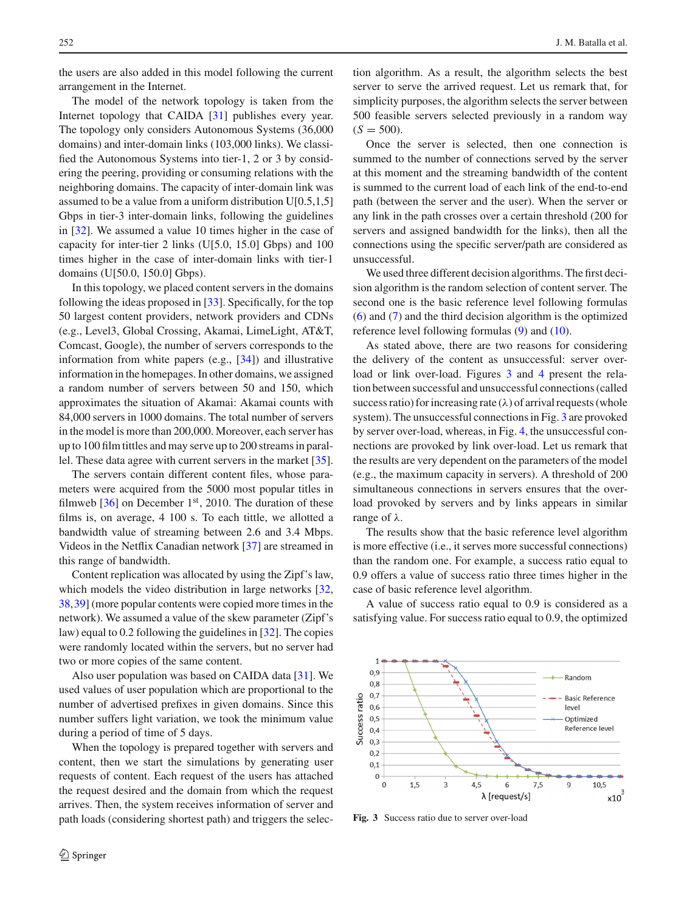the users are also added in this model following the current arrangement in the Internet.

The model of the network topology is taken from the Internet topology that CAIDA [31] publishes every year. The topology only considers Autonomous Systems (36,000 domains) and inter-domain links (103,000 links). We classified the Autonomous Systems into tier-1, 2 or 3 by considering the peering, providing or consuming relations with the neighboring domains. The capacity of inter-domain link was assumed to be a value from a uniform distribution U[0.5,1,5] Gbps in tier-3 inter-domain links, following the guidelines in [32]. We assumed a value 10 times higher in the case of capacity for inter-tier 2 links (U[5.0, 15.0] Gbps) and 100 times higher in the case of inter-domain links with tier-1 domains (U[50.0, 150.0] Gbps).

In this topology, we placed content servers in the domains following the ideas proposed in [33]. Specifically, for the top 50 largest content providers, network providers and CDNs (e.g., Level3, Global Crossing, Akamai, LimeLight, AT&T, Comcast, Google), the number of servers corresponds to the information from white papers (e.g., [34]) and illustrative information in the homepages. In other domains, we assigned a random number of servers between 50 and 150, which approximates the situation of Akamai: Akamai counts with 84,000 servers in 1000 domains. The total number of servers in the model is more than 200,000. Moreover, each server has up to 100 film tittles and may serve up to 200 streams in parallel. These data agree with current servers in the market [35].

The servers contain different content files, whose parameters were acquired from the 5000 most popular titles in filmweb [36] on December 1st, 2010. The duration of these films is, on average, 4 100 s. To each tittle, we allotted a bandwidth value of streaming between 2.6 and 3.4 Mbps. Videos in the Netflix Canadian network [37] are streamed in this range of bandwidth.

Content replication was allocated by using the Zipf's law, which models the video distribution in large networks [32, 38, 39] (more popular contents were copied more times in the network). We assumed a value of the skew parameter (Zipf's law) equal to 0.2 following the guidelines in [32]. The copies were randomly located within the servers, but no server had two or more copies of the same content.

Also user population was based on CAIDA data [31]. We used values of user population which are proportional to the number of advertised prefixes in given domains. Since this number suffers light variation, we took the minimum value during a period of time of 5 days.

When the topology is prepared together with servers and content, then we start the simulations by generating user requests of content. Each request of the users has attached the request desired and the domain from which the request arrives. Then, the system receives information of server and path loads (considering shortest path) and triggers the selection algorithm. As a result, the algorithm selects the best server to serve the arrived request. Let us remark that, for simplicity purposes, the algorithm selects the server between 500 feasible servers selected previously in a random way ($S = 500$).

Once the server is selected, then one connection is summed to the number of connections served by the server at this moment and the streaming bandwidth of the content is summed to the current load of each link of the end-to-end path (between the server and the user). When the server or any link in the path crosses over a certain threshold (200 for servers and assigned bandwidth for the links), then all the connections using the specific server/path are considered as unsuccessful.

We used three different decision algorithms. The first decision algorithm is the random selection of content server. The second one is the basic reference level following formulas (6) and (7) and the third decision algorithm is the optimized reference level following formulas (9) and (10).

As stated above, there are two reasons for considering the delivery of the content as unsuccessful: server overload or link over-load. Figures 3 and 4 present the relation between successful and unsuccessful connections (called success ratio) for increasing rate ($\lambda$) of arrival requests (whole system). The unsuccessful connections in Fig. 3 are provoked by server over-load, whereas, in Fig. 4, the unsuccessful connections are provoked by link over-load. Let us remark that the results are very dependent on the parameters of the model (e.g., the maximum capacity in servers). A threshold of 200 simultaneous connections in servers ensures that the overload provoked by servers and by links appears in similar range of $\lambda$.

The results show that the basic reference level algorithm is more effective (i.e., it serves more successful connections) than the random one. For example, a success ratio equal to 0.9 offers a value of success ratio three times higher in the case of basic reference level algorithm.

A value of success ratio equal to 0.9 is considered as a satisfying value. For success ratio equal to 0.9, the optimized

**Fig. 3** Success ratio due to server over-load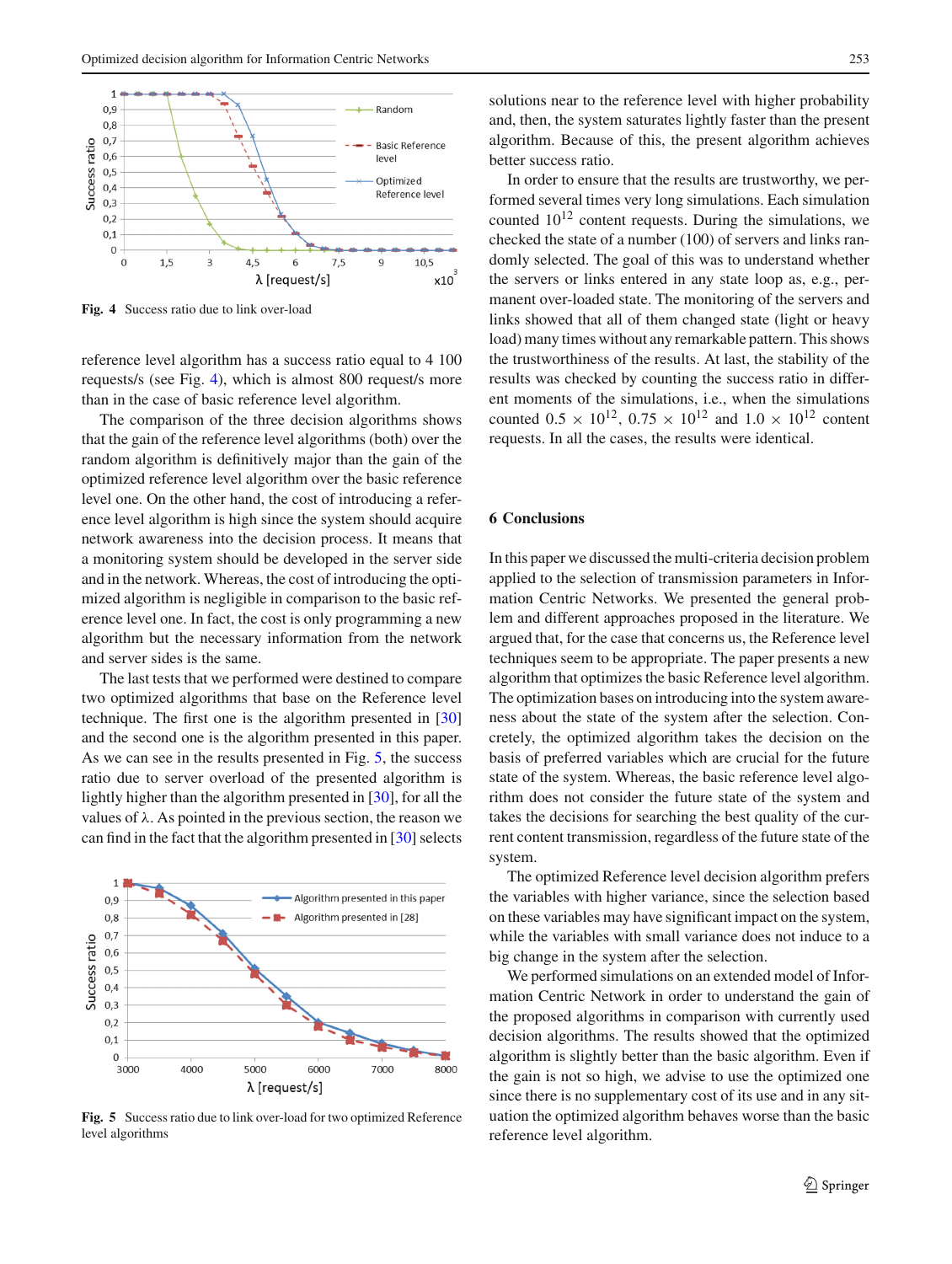1
0,9
0,8
0,7
0,6
0,5
0,4
0,3
0,2
0,1
0
Success ratio
0
1,5
3
4,5
6
7,5
9
10,5
λ [request/s]
x10$^3$
Random
Basic Reference level
Optimized Reference level

**Fig. 4** Success ratio due to link over-load

reference level algorithm has a success ratio equal to 4 100 requests/s (see Fig. 4), which is almost 800 request/s more than in the case of basic reference level algorithm.

The comparison of the three decision algorithms shows that the gain of the reference level algorithms (both) over the random algorithm is definitively major than the gain of the optimized reference level algorithm over the basic reference level one. On the other hand, the cost of introducing a reference level algorithm is high since the system should acquire network awareness into the decision process. It means that a monitoring system should be developed in the server side and in the network. Whereas, the cost of introducing the optimized algorithm is negligible in comparison to the basic reference level one. In fact, the cost is only programming a new algorithm but the necessary information from the network and server sides is the same.

The last tests that we performed were destined to compare two optimized algorithms that base on the Reference level technique. The first one is the algorithm presented in [30] and the second one is the algorithm presented in this paper. As we can see in the results presented in Fig. 5, the success ratio due to server overload of the presented algorithm is lightly higher than the algorithm presented in [30], for all the values of λ. As pointed in the previous section, the reason we can find in the fact that the algorithm presented in [30] selects

1
0,9
0,8
0,7
0,6
0,5
0,4
0,3
0,2
0,1
0
Success ratio
3000
4000
5000
6000
7000
8000
λ [request/s]
Algorithm presented in this paper
Algorithm presented in [28]

**Fig. 5** Success ratio due to link over-load for two optimized Reference level algorithms

solutions near to the reference level with higher probability and, then, the system saturates lightly faster than the present algorithm. Because of this, the present algorithm achieves better success ratio.

In order to ensure that the results are trustworthy, we performed several times very long simulations. Each simulation counted $10^{12}$ content requests. During the simulations, we checked the state of a number (100) of servers and links randomly selected. The goal of this was to understand whether the servers or links entered in any state loop as, e.g., permanent over-loaded state. The monitoring of the servers and links showed that all of them changed state (light or heavy load) many times without any remarkable pattern. This shows the trustworthiness of the results. At last, the stability of the results was checked by counting the success ratio in different moments of the simulations, i.e., when the simulations counted $0.5 \times 10^{12}$, $0.75 \times 10^{12}$ and $1.0 \times 10^{12}$ content requests. In all the cases, the results were identical.

## 6 Conclusions

In this paper we discussed the multi-criteria decision problem applied to the selection of transmission parameters in Information Centric Networks. We presented the general problem and different approaches proposed in the literature. We argued that, for the case that concerns us, the Reference level techniques seem to be appropriate. The paper presents a new algorithm that optimizes the basic Reference level algorithm. The optimization bases on introducing into the system awareness about the state of the system after the selection. Concretely, the optimized algorithm takes the decision on the basis of preferred variables which are crucial for the future state of the system. Whereas, the basic reference level algorithm does not consider the future state of the system and takes the decisions for searching the best quality of the current content transmission, regardless of the future state of the system.

The optimized Reference level decision algorithm prefers the variables with higher variance, since the selection based on these variables may have significant impact on the system, while the variables with small variance does not induce to a big change in the system after the selection.

We performed simulations on an extended model of Information Centric Network in order to understand the gain of the proposed algorithms in comparison with currently used decision algorithms. The results showed that the optimized algorithm is slightly better than the basic algorithm. Even if the gain is not so high, we advise to use the optimized one since there is no supplementary cost of its use and in any situation the optimized algorithm behaves worse than the basic reference level algorithm.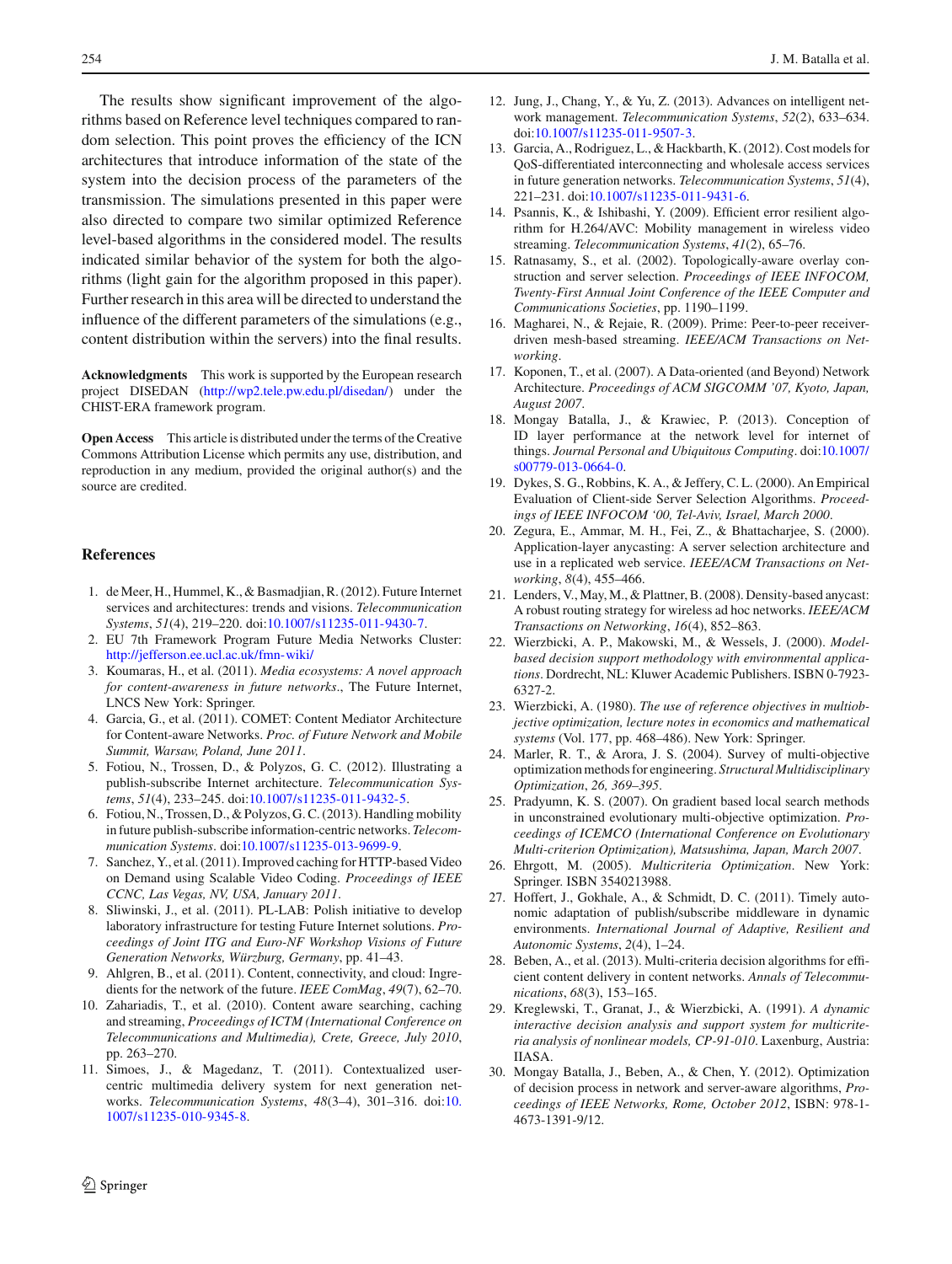The results show significant improvement of the algorithms based on Reference level techniques compared to random selection. This point proves the efficiency of the ICN architectures that introduce information of the state of the system into the decision process of the parameters of the transmission. The simulations presented in this paper were also directed to compare two similar optimized Reference level-based algorithms in the considered model. The results indicated similar behavior of the system for both the algorithms (light gain for the algorithm proposed in this paper). Further research in this area will be directed to understand the influence of the different parameters of the simulations (e.g., content distribution within the servers) into the final results.

**Acknowledgments** This work is supported by the European research project DISEDAN (http://wp2.tele.pw.edu.pl/disedan/) under the CHIST-ERA framework program.

**Open Access** This article is distributed under the terms of the Creative Commons Attribution License which permits any use, distribution, and reproduction in any medium, provided the original author(s) and the source are credited.

## References

1. de Meer, H., Hummel, K., & Basmadjian, R. (2012). Future Internet services and architectures: trends and visions. *Telecommunication Systems*, *51*(4), 219–220. doi:10.1007/s11235-011-9430-7.
2. EU 7th Framework Program Future Media Networks Cluster: http://jefferson.ee.ucl.ac.uk/fmn-wiki/
3. Koumaras, H., et al. (2011). *Media ecosystems: A novel approach for content-awareness in future networks*., The Future Internet, LNCS New York: Springer.
4. Garcia, G., et al. (2011). COMET: Content Mediator Architecture for Content-aware Networks. *Proc. of Future Network and Mobile Summit, Warsaw, Poland, June 2011*.
5. Fotiou, N., Trossen, D., & Polyzos, G. C. (2012). Illustrating a publish-subscribe Internet architecture. *Telecommunication Systems*, *51*(4), 233–245. doi:10.1007/s11235-011-9432-5.
6. Fotiou, N., Trossen, D., & Polyzos, G. C. (2013). Handling mobility in future publish-subscribe information-centric networks. *Telecommunication Systems*. doi:10.1007/s11235-013-9699-9.
7. Sanchez, Y., et al. (2011). Improved caching for HTTP-based Video on Demand using Scalable Video Coding. *Proceedings of IEEE CCNC, Las Vegas, NV, USA, January 2011*.
8. Sliwinski, J., et al. (2011). PL-LAB: Polish initiative to develop laboratory infrastructure for testing Future Internet solutions. *Proceedings of Joint ITG and Euro-NF Workshop Visions of Future Generation Networks, Würzburg, Germany*, pp. 41–43.
9. Ahlgren, B., et al. (2011). Content, connectivity, and cloud: Ingredients for the network of the future. *IEEE ComMag*, *49*(7), 62–70.
10. Zahariadis, T., et al. (2010). Content aware searching, caching and streaming, *Proceedings of ICTM (International Conference on Telecommunications and Multimedia), Crete, Greece, July 2010*, pp. 263–270.
11. Simoes, J., & Magedanz, T. (2011). Contextualized user-centric multimedia delivery system for next generation networks. *Telecommunication Systems*, *48*(3–4), 301–316. doi:10.1007/s11235-010-9345-8.
12. Jung, J., Chang, Y., & Yu, Z. (2013). Advances on intelligent network management. *Telecommunication Systems*, *52*(2), 633–634. doi:10.1007/s11235-011-9507-3.
13. Garcia, A., Rodriguez, L., & Hackbarth, K. (2012). Cost models for QoS-differentiated interconnecting and wholesale access services in future generation networks. *Telecommunication Systems*, *51*(4), 221–231. doi:10.1007/s11235-011-9431-6.
14. Psannis, K., & Ishibashi, Y. (2009). Efficient error resilient algorithm for H.264/AVC: Mobility management in wireless video streaming. *Telecommunication Systems*, *41*(2), 65–76.
15. Ratnasamy, S., et al. (2002). Topologically-aware overlay construction and server selection. *Proceedings of IEEE INFOCOM, Twenty-First Annual Joint Conference of the IEEE Computer and Communications Societies*, pp. 1190–1199.
16. Magharei, N., & Rejaie, R. (2009). Prime: Peer-to-peer receiver-driven mesh-based streaming. *IEEE/ACM Transactions on Networking*.
17. Koponen, T., et al. (2007). A Data-oriented (and Beyond) Network Architecture. *Proceedings of ACM SIGCOMM '07, Kyoto, Japan, August 2007*.
18. Mongay Batalla, J., & Krawiec, P. (2013). Conception of ID layer performance at the network level for internet of things. *Journal Personal and Ubiquitous Computing*. doi:10.1007/s00779-013-0664-0.
19. Dykes, S. G., Robbins, K. A., & Jeffery, C. L. (2000). An Empirical Evaluation of Client-side Server Selection Algorithms. *Proceedings of IEEE INFOCOM '00, Tel-Aviv, Israel, March 2000*.
20. Zegura, E., Ammar, M. H., Fei, Z., & Bhattacharjee, S. (2000). Application-layer anycasting: A server selection architecture and use in a replicated web service. *IEEE/ACM Transactions on Networking*, *8*(4), 455–466.
21. Lenders, V., May, M., & Plattner, B. (2008). Density-based anycast: A robust routing strategy for wireless ad hoc networks. *IEEE/ACM Transactions on Networking*, *16*(4), 852–863.
22. Wierzbicki, A. P., Makowski, M., & Wessels, J. (2000). *Model-based decision support methodology with environmental applications*. Dordrecht, NL: Kluwer Academic Publishers. ISBN 0-7923-6327-2.
23. Wierzbicki, A. (1980). *The use of reference objectives in multiobjective optimization, lecture notes in economics and mathematical systems* (Vol. 177, pp. 468–486). New York: Springer.
24. Marler, R. T., & Arora, J. S. (2004). Survey of multi-objective optimization methods for engineering. *Structural Multidisciplinary Optimization, 26, 369–395*.
25. Pradyumn, K. S. (2007). On gradient based local search methods in unconstrained evolutionary multi-objective optimization. *Proceedings of ICEMCO (International Conference on Evolutionary Multi-criterion Optimization), Matsushima, Japan, March 2007*.
26. Ehrgott, M. (2005). *Multicriteria Optimization*. New York: Springer. ISBN 3540213988.
27. Hoffert, J., Gokhale, A., & Schmidt, D. C. (2011). Timely autonomic adaptation of publish/subscribe middleware in dynamic environments. *International Journal of Adaptive, Resilient and Autonomic Systems*, *2*(4), 1–24.
28. Beben, A., et al. (2013). Multi-criteria decision algorithms for efficient content delivery in content networks. *Annals of Telecommunications*, *68*(3), 153–165.
29. Kreglewski, T., Granat, J., & Wierzbicki, A. (1991). *A dynamic interactive decision analysis and support system for multicriteria analysis of nonlinear models, CP-91-010*. Laxenburg, Austria: IIASA.
30. Mongay Batalla, J., Beben, A., & Chen, Y. (2012). Optimization of decision process in network and server-aware algorithms, *Proceedings of IEEE Networks, Rome, October 2012*, ISBN: 978-1-4673-1391-9/12.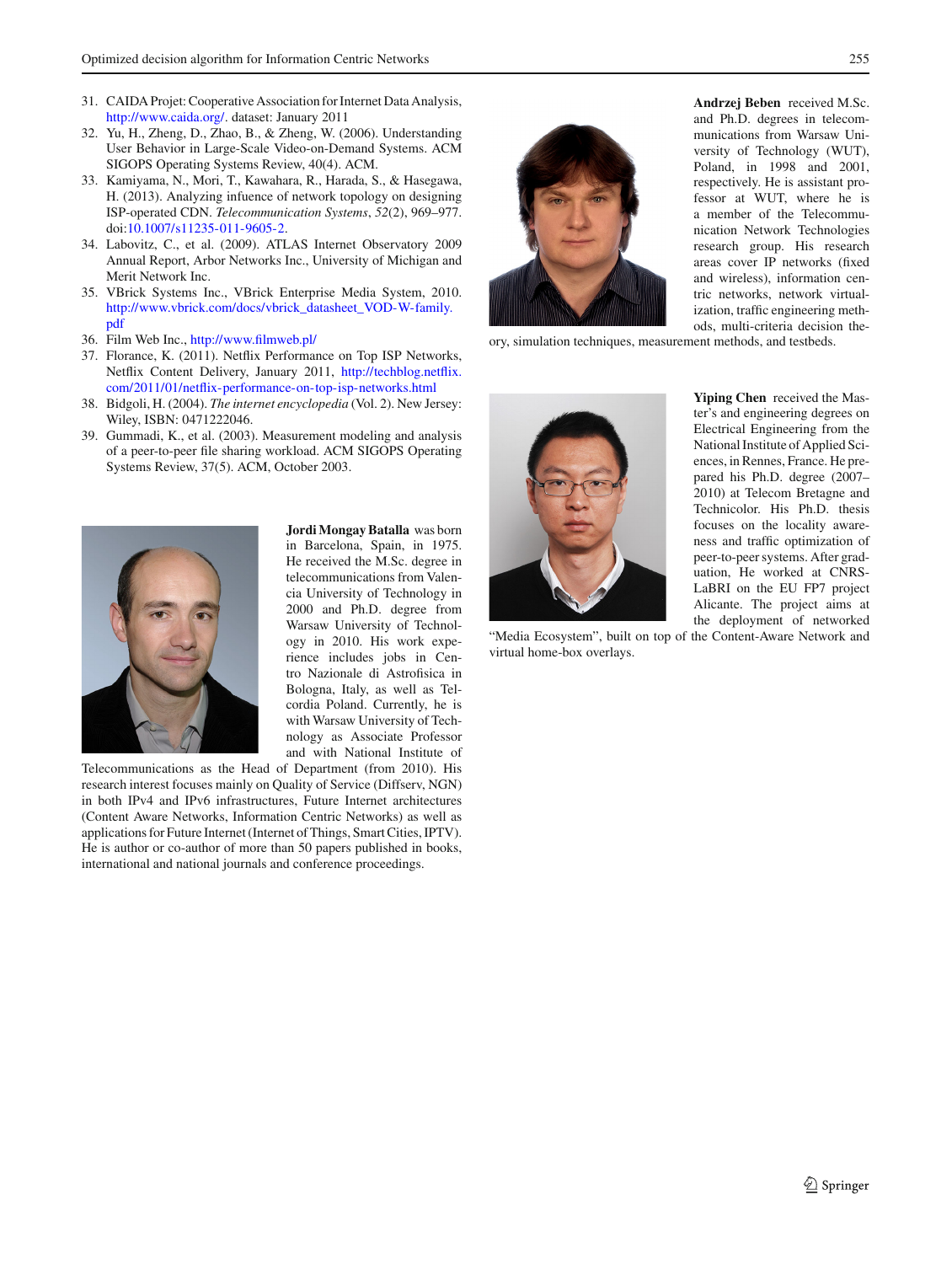31. CAIDA Projet: Cooperative Association for Internet Data Analysis, http://www.caida.org/. dataset: January 2011
32. Yu, H., Zheng, D., Zhao, B., & Zheng, W. (2006). Understanding User Behavior in Large-Scale Video-on-Demand Systems. ACM SIGOPS Operating Systems Review, 40(4). ACM.
33. Kamiyama, N., Mori, T., Kawahara, R., Harada, S., & Hasegawa, H. (2013). Analyzing infuence of network topology on designing ISP-operated CDN. *Telecommunication Systems*, *52*(2), 969–977. doi:10.1007/s11235-011-9605-2.
34. Labovitz, C., et al. (2009). ATLAS Internet Observatory 2009 Annual Report, Arbor Networks Inc., University of Michigan and Merit Network Inc.
35. VBrick Systems Inc., VBrick Enterprise Media System, 2010. http://www.vbrick.com/docs/vbrick_datasheet_VOD-W-family.pdf
36. Film Web Inc., http://www.filmweb.pl/
37. Florance, K. (2011). Netflix Performance on Top ISP Networks, Netflix Content Delivery, January 2011, http://techblog.netflix.com/2011/01/netflix-performance-on-top-isp-networks.html
38. Bidgoli, H. (2004). *The internet encyclopedia* (Vol. 2). New Jersey: Wiley, ISBN: 0471222046.
39. Gummadi, K., et al. (2003). Measurement modeling and analysis of a peer-to-peer file sharing workload. ACM SIGOPS Operating Systems Review, 37(5). ACM, October 2003.

**Jordi Mongay Batalla** was born in Barcelona, Spain, in 1975. He received the M.Sc. degree in telecommunications from Valencia University of Technology in 2000 and Ph.D. degree from Warsaw University of Technology in 2010. His work experience includes jobs in Centro Nazionale di Astrofisica in Bologna, Italy, as well as Telcordia Poland. Currently, he is with Warsaw University of Technology as Associate Professor and with National Institute of Telecommunications as the Head of Department (from 2010). His research interest focuses mainly on Quality of Service (Diffserv, NGN) in both IPv4 and IPv6 infrastructures, Future Internet architectures (Content Aware Networks, Information Centric Networks) as well as applications for Future Internet (Internet of Things, Smart Cities, IPTV). He is author or co-author of more than 50 papers published in books, international and national journals and conference proceedings.

**Andrzej Beben** received M.Sc. and Ph.D. degrees in telecommunications from Warsaw University of Technology (WUT), Poland, in 1998 and 2001, respectively. He is assistant professor at WUT, where he is a member of the Telecommunication Network Technologies research group. His research areas cover IP networks (fixed and wireless), information centric networks, network virtualization, traffic engineering methods, multi-criteria decision theory, simulation techniques, measurement methods, and testbeds.

**Yiping Chen** received the Master's and engineering degrees on Electrical Engineering from the National Institute of Applied Sciences, in Rennes, France. He prepared his Ph.D. degree (2007–2010) at Telecom Bretagne and Technicolor. His Ph.D. thesis focuses on the locality awareness and traffic optimization of peer-to-peer systems. After graduation, He worked at CNRS-LaBRI on the EU FP7 project Alicante. The project aims at the deployment of networked "Media Ecosystem", built on top of the Content-Aware Network and virtual home-box overlays.